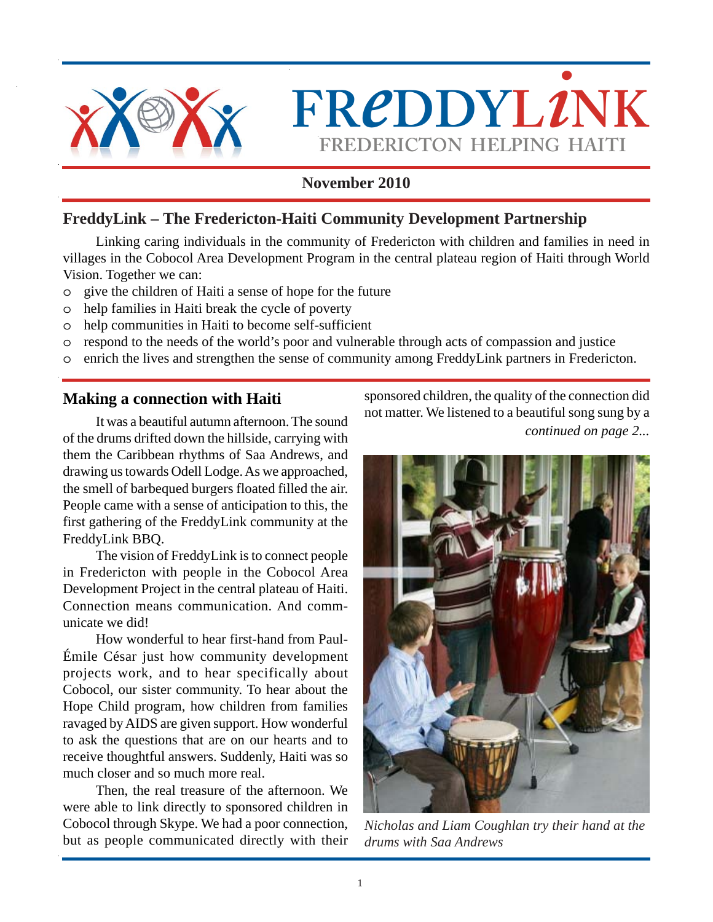# FREDDYLINK

FREDERICTON HELPING HAITI

**November 2010**

## FreddyLink – The Fredericton-Haiti Community Development Partnership

Linking caring individuals in the community of Fredericton with children and families in need in villages in the Cobocol Area Development Program in the central plateau region of Haiti through World Vision. Together we can:

- give the children of Haiti a sense of hope for the future
- help families in Haiti break the cycle of poverty
- help communities in Haiti to become self-sufficient
- respond to the needs of the world's poor and vulnerable through acts of compassion and justice
- enrich the lives and strengthen the sense of community among FreddyLink partners in Fredericton.

## Making a connection with Haiti

It was a beautiful autumn afternoon. The sound of the drums drifted down the hillside, carrying with them the Caribbean rhythms of Saa Andrews, and drawing us towards Odell Lodge. As we approached, the smell of barbequed burgers floated filled the air. People came with a sense of anticipation to this, the first gathering of the FreddyLink community at the FreddyLink BBQ.

The vision of FreddyLink is to connect people in Fredericton with people in the Cobocol Area Development Project in the central plateau of Haiti. Connection means communication. And communicate we did!

How wonderful to hear first-hand from Paul-Émile César just how community development projects work, and to hear specifically about Cobocol, our sister community. To hear about the Hope Child program, how children from families ravaged by AIDS are given support. How wonderful to ask the questions that are on our hearts and to receive thoughtful answers. Suddenly, Haiti was so much closer and so much more real.

Then, the real treasure of the afternoon. We were able to link directly to sponsored children in Cobocol through Skype. We had a poor connection, but as people communicated directly with their sponsored children, the quality of the connection did not matter. We listened to a beautiful song sung by a

*continued on page 2...*

*Nicholas and Liam Coughlan try their hand at the drums with Saa Andrews*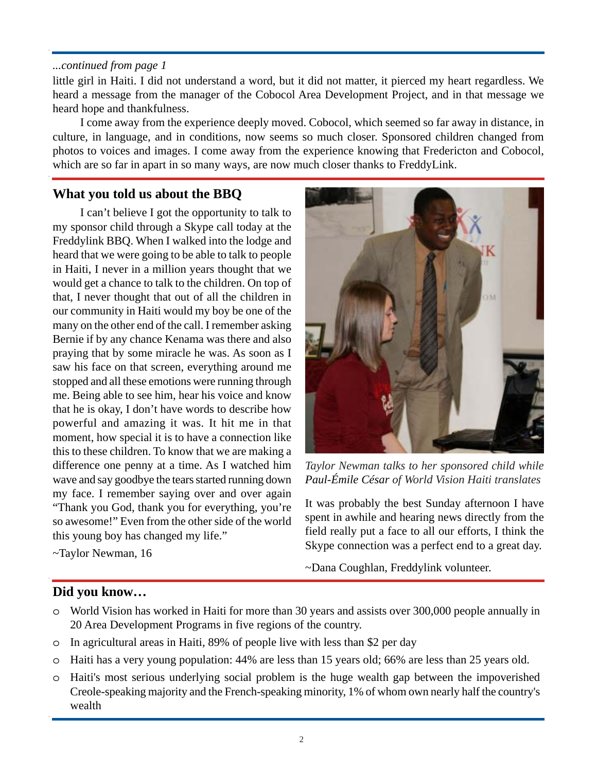*...continued from page 1*

little girl in Haiti. I did not understand a word, but it did not matter, it pierced my heart regardless. We heard a message from the manager of the Cobocol Area Development Project, and in that message we heard hope and thankfulness.

I come away from the experience deeply moved. Cobocol, which seemed so far away in distance, in culture, in language, and in conditions, now seems so much closer. Sponsored children changed from photos to voices and images. I come away from the experience knowing that Fredericton and Cobocol, which are so far in apart in so many ways, are now much closer thanks to FreddyLink.

## What you told us about the BBQ

I can't believe I got the opportunity to talk to my sponsor child through a Skype call today at the Freddylink BBQ. When I walked into the lodge and heard that we were going to be able to talk to people in Haiti, I never in a million years thought that we would get a chance to talk to the children. On top of that, I never thought that out of all the children in our community in Haiti would my boy be one of the many on the other end of the call. I remember asking Bernie if by any chance Kenama was there and also praying that by some miracle he was. As soon as I saw his face on that screen, everything around me stopped and all these emotions were running through me. Being able to see him, hear his voice and know that he is okay, I don't have words to describe how powerful and amazing it was. It hit me in that moment, how special it is to have a connection like this to these children. To know that we are making a difference one penny at a time. As I watched him wave and say goodbye the tears started running down my face. I remember saying over and over again "Thank you God, thank you for everything, you're so awesome!" Even from the other side of the world this young boy has changed my life."

~Taylor Newman, 16

*Taylor Newman talks to her sponsored child while **Paul-Émile César** of World Vision Haiti translates*

It was probably the best Sunday afternoon I have spent in awhile and hearing news directly from the field really put a face to all our efforts, I think the Skype connection was a perfect end to a great day.

~Dana Coughlan, Freddylink volunteer.

## Did you know…

- World Vision has worked in Haiti for more than 30 years and assists over 300,000 people annually in 20 Area Development Programs in five regions of the country.
- In agricultural areas in Haiti, 89% of people live with less than $2 per day
- Haiti has a very young population: 44% are less than 15 years old; 66% are less than 25 years old.
- Haiti's most serious underlying social problem is the huge wealth gap between the impoverished Creole-speaking majority and the French-speaking minority, 1% of whom own nearly half the country's wealth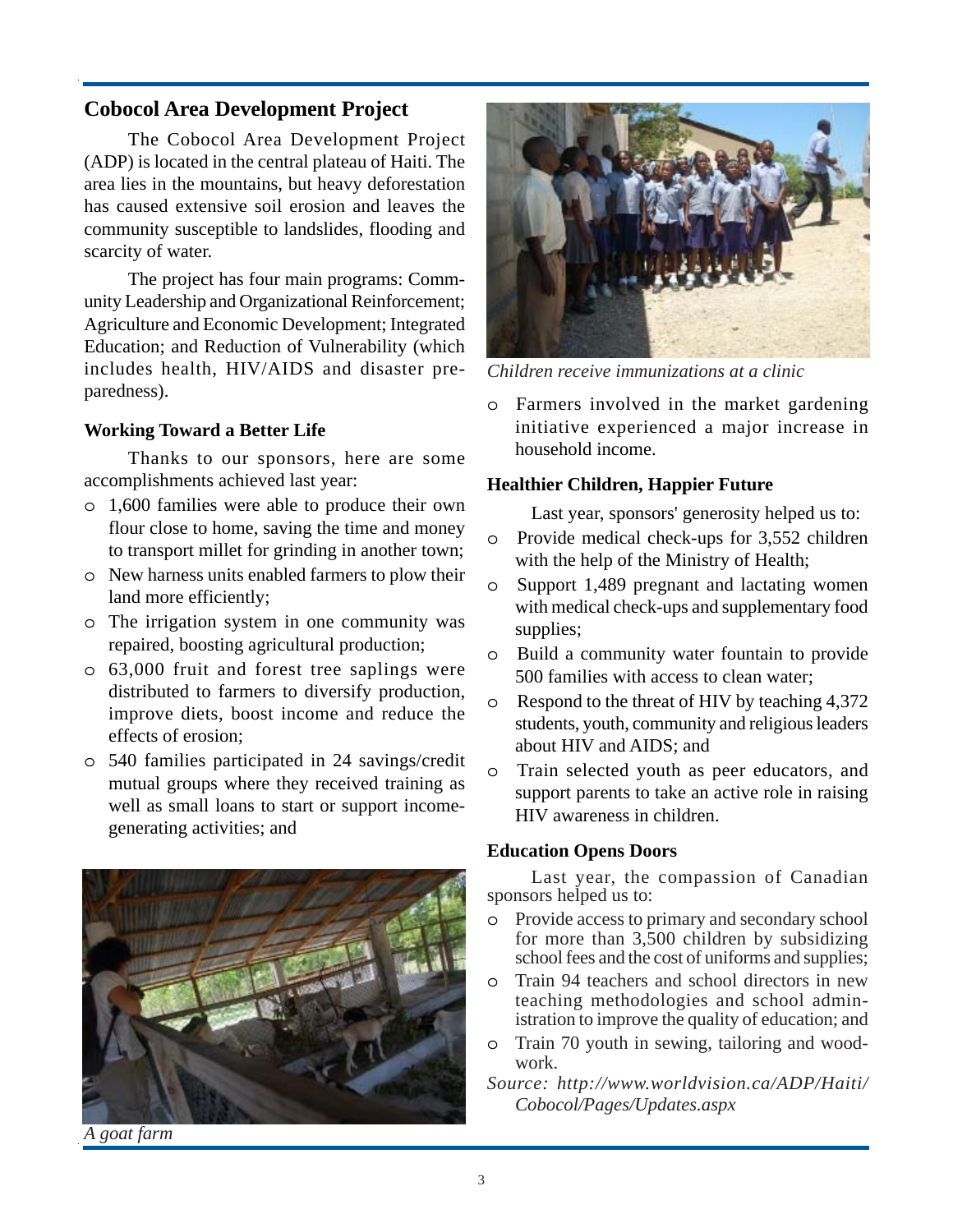## Cobocol Area Development Project

The Cobocol Area Development Project (ADP) is located in the central plateau of Haiti. The area lies in the mountains, but heavy deforestation has caused extensive soil erosion and leaves the community susceptible to landslides, flooding and scarcity of water.

The project has four main programs: Community Leadership and Organizational Reinforcement; Agriculture and Economic Development; Integrated Education; and Reduction of Vulnerability (which includes health, HIV/AIDS and disaster preparedness).

### Working Toward a Better Life

Thanks to our sponsors, here are some accomplishments achieved last year:

- 1,600 families were able to produce their own flour close to home, saving the time and money to transport millet for grinding in another town;
- New harness units enabled farmers to plow their land more efficiently;
- The irrigation system in one community was repaired, boosting agricultural production;
- 63,000 fruit and forest tree saplings were distributed to farmers to diversify production, improve diets, boost income and reduce the effects of erosion;
- 540 families participated in 24 savings/credit mutual groups where they received training as well as small loans to start or support income-generating activities; and
- Farmers involved in the market gardening initiative experienced a major increase in household income.

*A goat farm*

*Children receive immunizations at a clinic*

### Healthier Children, Happier Future

Last year, sponsors' generosity helped us to:

- Provide medical check-ups for 3,552 children with the help of the Ministry of Health;
- Support 1,489 pregnant and lactating women with medical check-ups and supplementary food supplies;
- Build a community water fountain to provide 500 families with access to clean water;
- Respond to the threat of HIV by teaching 4,372 students, youth, community and religious leaders about HIV and AIDS; and
- Train selected youth as peer educators, and support parents to take an active role in raising HIV awareness in children.

### Education Opens Doors

Last year, the compassion of Canadian sponsors helped us to:

- Provide access to primary and secondary school for more than 3,500 children by subsidizing school fees and the cost of uniforms and supplies;
- Train 94 teachers and school directors in new teaching methodologies and school administration to improve the quality of education; and
- Train 70 youth in sewing, tailoring and woodwork.

*Source: http://www.worldvision.ca/ADP/Haiti/Cobocol/Pages/Updates.aspx*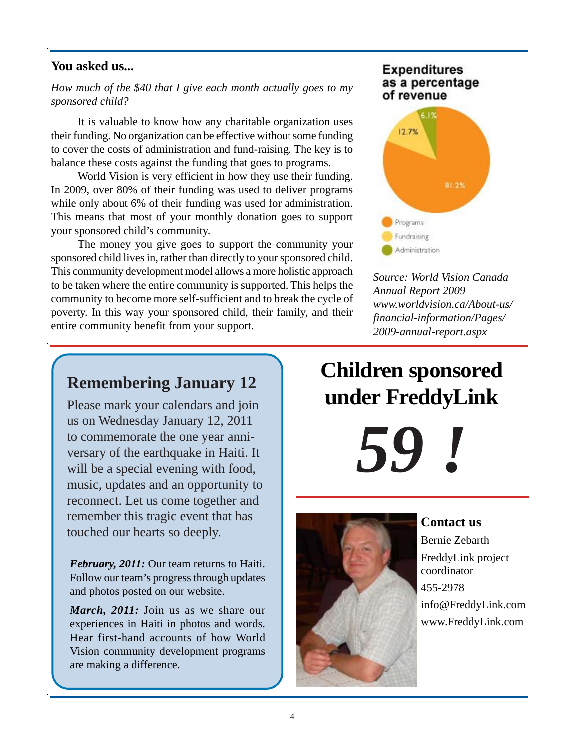## You asked us...

*How much of the $40 that I give each month actually goes to my sponsored child?*

It is valuable to know how any charitable organization uses their funding. No organization can be effective without some funding to cover the costs of administration and fund-raising. The key is to balance these costs against the funding that goes to programs.

World Vision is very efficient in how they use their funding. In 2009, over 80% of their funding was used to deliver programs while only about 6% of their funding was used for administration. This means that most of your monthly donation goes to support your sponsored child's community.

The money you give goes to support the community your sponsored child lives in, rather than directly to your sponsored child. This community development model allows a more holistic approach to be taken where the entire community is supported. This helps the community to become more self-sufficient and to break the cycle of poverty. In this way your sponsored child, their family, and their entire community benefit from your support.

**Expenditures as a percentage of revenue**

6.1%

12.7%

81.2%

Programs

Fundraising

Administration

*Source: World Vision Canada Annual Report 2009 www.worldvision.ca/About-us/financial-information/Pages/2009-annual-report.aspx*

## Remembering January 12

Please mark your calendars and join us on Wednesday January 12, 2011 to commemorate the one year anniversary of the earthquake in Haiti. It will be a special evening with food, music, updates and an opportunity to reconnect. Let us come together and remember this tragic event that has touched our hearts so deeply.

***February, 2011:*** Our team returns to Haiti. Follow our team's progress through updates and photos posted on our website.

***March, 2011:*** Join us as we share our experiences in Haiti in photos and words. Hear first-hand accounts of how World Vision community development programs are making a difference.

# Children sponsored under FreddyLink

# *59 !*

**Contact us**

Bernie Zebarth

FreddyLink project coordinator

455-2978

info@FreddyLink.com

www.FreddyLink.com